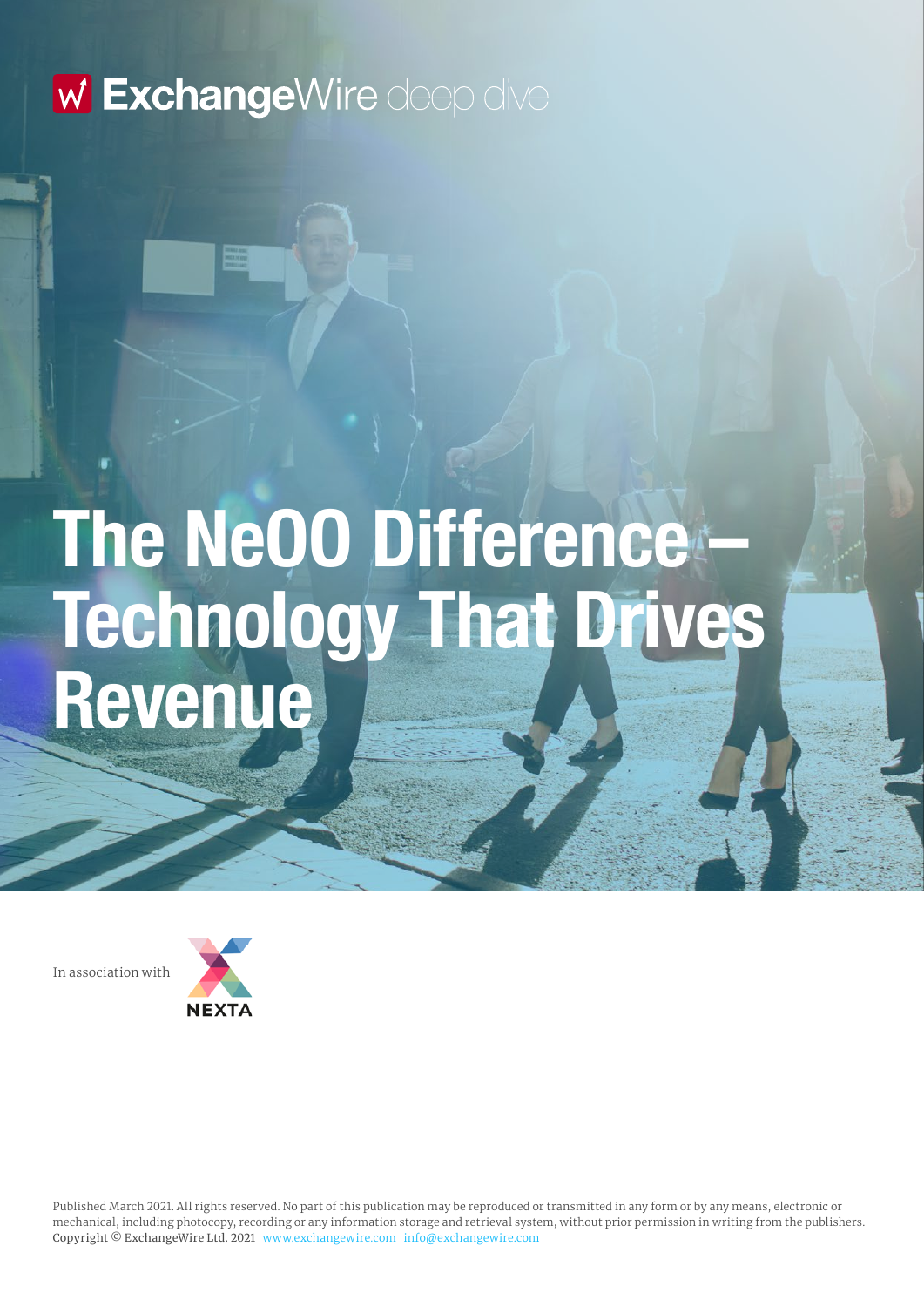ExchangeWire deep dive

# The NeOO Difference – Technology That Drives Revenue

In association with

NEXTA

Published March 2021. All rights reserved. No part of this publication may be reproduced or transmitted in any form or by any means, electronic or mechanical, including photocopy, recording or any information storage and retrieval system, without prior permission in writing from the publishers. Copyright © ExchangeWire Ltd. 2021 www.exchangewire.com info@exchangewire.com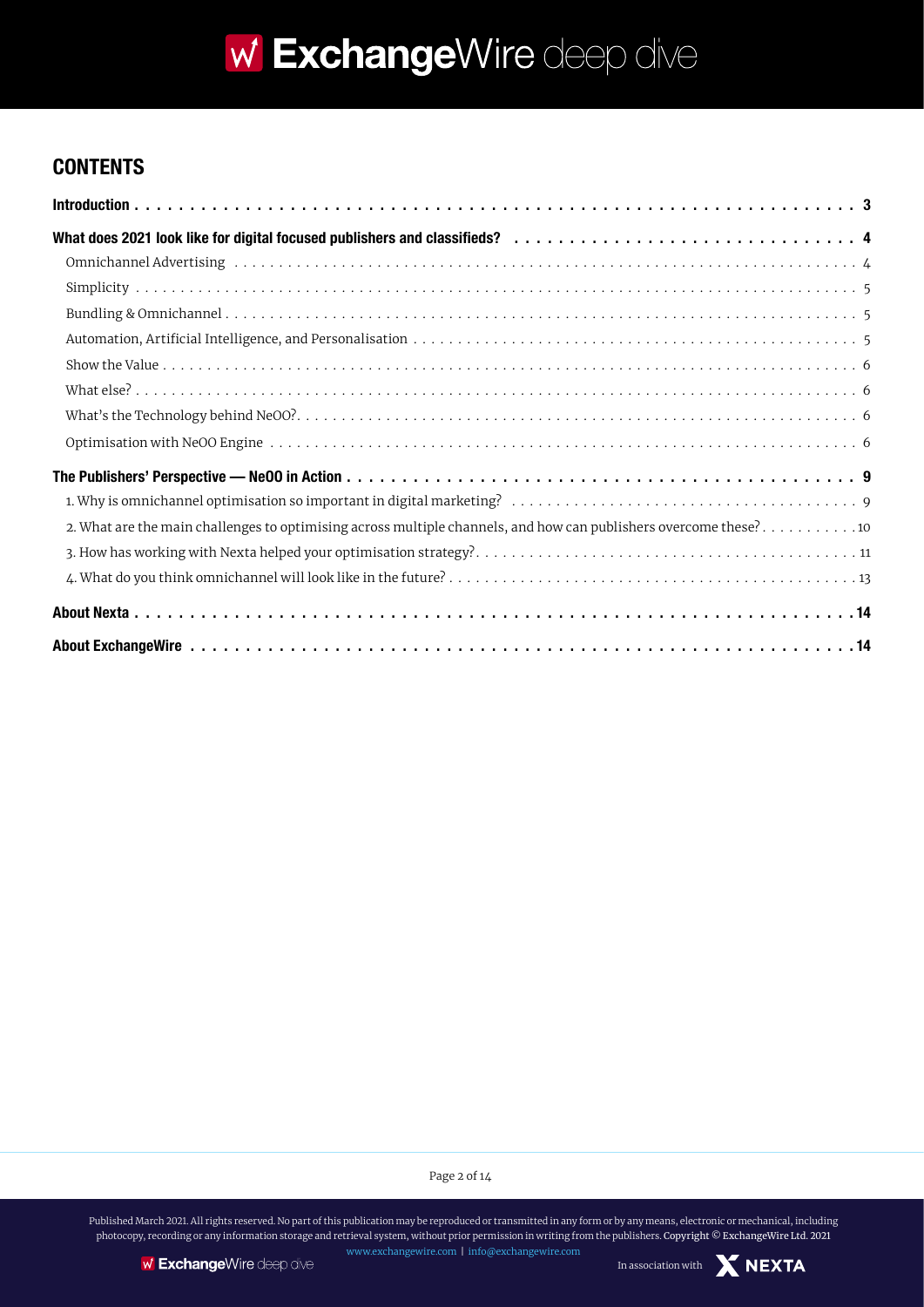## CONTENTS

**Introduction** . . . 3

**What does 2021 look like for digital focused publishers and classifieds?** . . . 4

- Omnichannel Advertising . . . 4
- Simplicity . . . 5
- Bundling & Omnichannel . . . 5
- Automation, Artificial Intelligence, and Personalisation . . . 5
- Show the Value . . . 6
- What else? . . . 6
- What's the Technology behind NeOO? . . . 6
- Optimisation with NeOO Engine . . . 6

**The Publishers' Perspective — NeOO in Action** . . . 9

1. Why is omnichannel optimisation so important in digital marketing? . . . 9
2. What are the main challenges to optimising across multiple channels, and how can publishers overcome these? . . . 10
3. How has working with Nexta helped your optimisation strategy? . . . 11
4. What do you think omnichannel will look like in the future? . . . 13

**About Nexta** . . . 14

**About ExchangeWire** . . . 14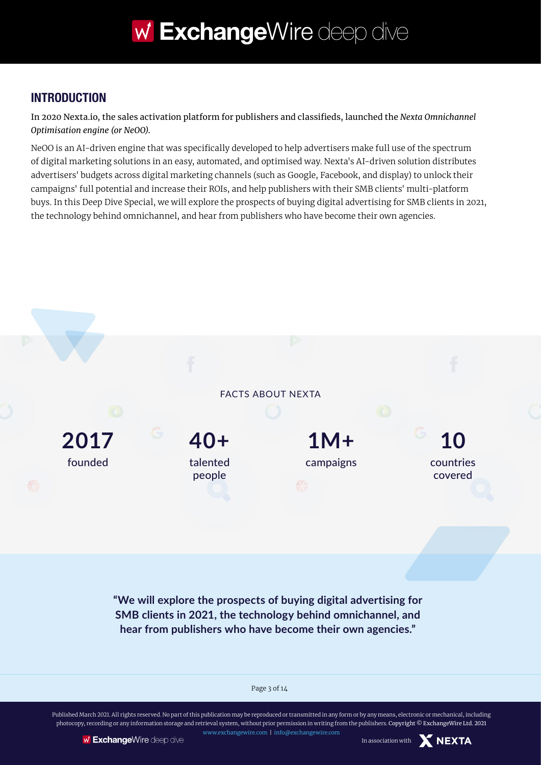## INTRODUCTION

In 2020 Nexta.io, the sales activation platform for publishers and classifieds, launched the *Nexta Omnichannel Optimisation engine (or NeOO).*

NeOO is an AI-driven engine that was specifically developed to help advertisers make full use of the spectrum of digital marketing solutions in an easy, automated, and optimised way. Nexta's AI-driven solution distributes advertisers' budgets across digital marketing channels (such as Google, Facebook, and display) to unlock their campaigns' full potential and increase their ROIs, and help publishers with their SMB clients' multi-platform buys. In this Deep Dive Special, we will explore the prospects of buying digital advertising for SMB clients in 2021, the technology behind omnichannel, and hear from publishers who have become their own agencies.

FACTS ABOUT NEXTA

**2017** founded

**40+** talented people

**1M+** campaigns

**10** countries covered

**"We will explore the prospects of buying digital advertising for SMB clients in 2021, the technology behind omnichannel, and hear from publishers who have become their own agencies."**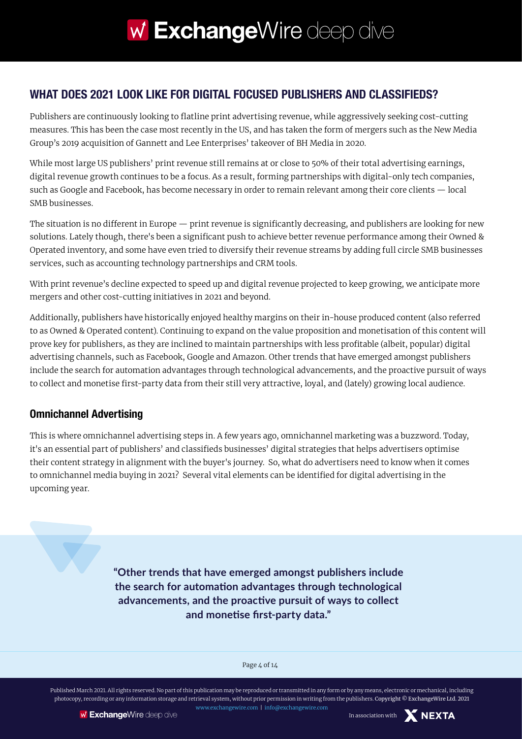## WHAT DOES 2021 LOOK LIKE FOR DIGITAL FOCUSED PUBLISHERS AND CLASSIFIEDS?

Publishers are continuously looking to flatline print advertising revenue, while aggressively seeking cost-cutting measures. This has been the case most recently in the US, and has taken the form of mergers such as the New Media Group's 2019 acquisition of Gannett and Lee Enterprises' takeover of BH Media in 2020.

While most large US publishers' print revenue still remains at or close to 50% of their total advertising earnings, digital revenue growth continues to be a focus. As a result, forming partnerships with digital-only tech companies, such as Google and Facebook, has become necessary in order to remain relevant among their core clients — local SMB businesses.

The situation is no different in Europe — print revenue is significantly decreasing, and publishers are looking for new solutions. Lately though, there's been a significant push to achieve better revenue performance among their Owned & Operated inventory, and some have even tried to diversify their revenue streams by adding full circle SMB businesses services, such as accounting technology partnerships and CRM tools.

With print revenue's decline expected to speed up and digital revenue projected to keep growing, we anticipate more mergers and other cost-cutting initiatives in 2021 and beyond.

Additionally, publishers have historically enjoyed healthy margins on their in-house produced content (also referred to as Owned & Operated content). Continuing to expand on the value proposition and monetisation of this content will prove key for publishers, as they are inclined to maintain partnerships with less profitable (albeit, popular) digital advertising channels, such as Facebook, Google and Amazon. Other trends that have emerged amongst publishers include the search for automation advantages through technological advancements, and the proactive pursuit of ways to collect and monetise first-party data from their still very attractive, loyal, and (lately) growing local audience.

### Omnichannel Advertising

This is where omnichannel advertising steps in. A few years ago, omnichannel marketing was a buzzword. Today, it's an essential part of publishers' and classifieds businesses' digital strategies that helps advertisers optimise their content strategy in alignment with the buyer's journey. So, what do advertisers need to know when it comes to omnichannel media buying in 2021? Several vital elements can be identified for digital advertising in the upcoming year.

> **"Other trends that have emerged amongst publishers include the search for automation advantages through technological advancements, and the proactive pursuit of ways to collect and monetise first-party data."**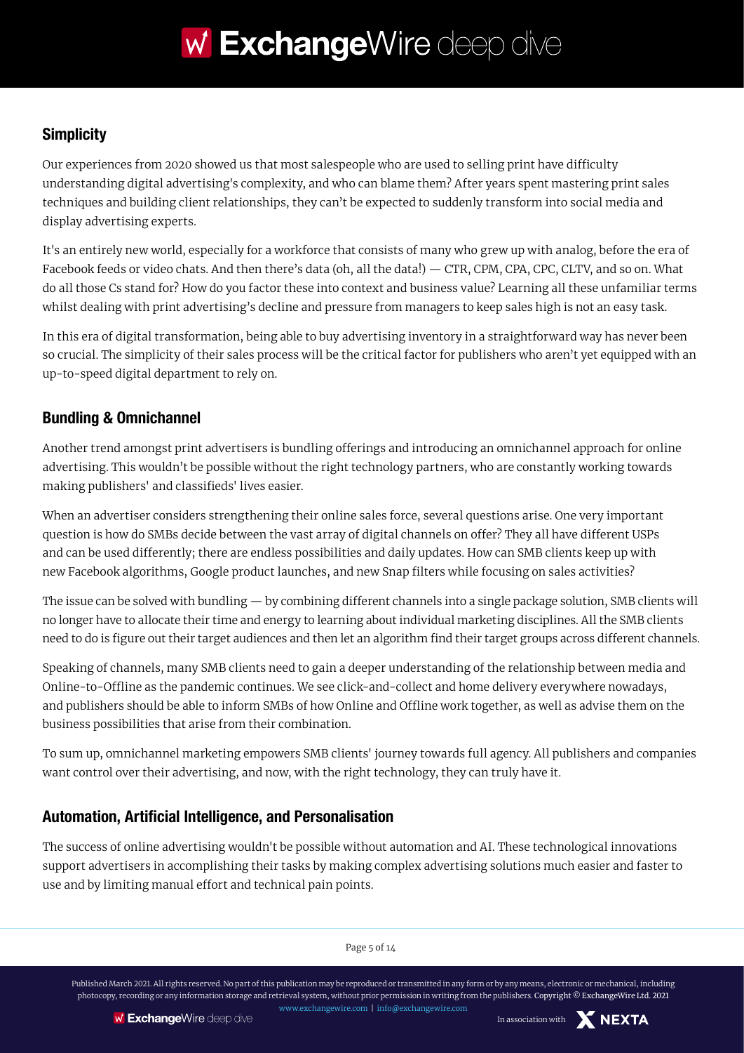## Simplicity

Our experiences from 2020 showed us that most salespeople who are used to selling print have difficulty understanding digital advertising's complexity, and who can blame them? After years spent mastering print sales techniques and building client relationships, they can't be expected to suddenly transform into social media and display advertising experts.

It's an entirely new world, especially for a workforce that consists of many who grew up with analog, before the era of Facebook feeds or video chats. And then there's data (oh, all the data!) — CTR, CPM, CPA, CPC, CLTV, and so on. What do all those Cs stand for? How do you factor these into context and business value? Learning all these unfamiliar terms whilst dealing with print advertising's decline and pressure from managers to keep sales high is not an easy task.

In this era of digital transformation, being able to buy advertising inventory in a straightforward way has never been so crucial. The simplicity of their sales process will be the critical factor for publishers who aren't yet equipped with an up-to-speed digital department to rely on.

## Bundling & Omnichannel

Another trend amongst print advertisers is bundling offerings and introducing an omnichannel approach for online advertising. This wouldn't be possible without the right technology partners, who are constantly working towards making publishers' and classifieds' lives easier.

When an advertiser considers strengthening their online sales force, several questions arise. One very important question is how do SMBs decide between the vast array of digital channels on offer? They all have different USPs and can be used differently; there are endless possibilities and daily updates. How can SMB clients keep up with new Facebook algorithms, Google product launches, and new Snap filters while focusing on sales activities?

The issue can be solved with bundling — by combining different channels into a single package solution, SMB clients will no longer have to allocate their time and energy to learning about individual marketing disciplines. All the SMB clients need to do is figure out their target audiences and then let an algorithm find their target groups across different channels.

Speaking of channels, many SMB clients need to gain a deeper understanding of the relationship between media and Online-to-Offline as the pandemic continues. We see click-and-collect and home delivery everywhere nowadays, and publishers should be able to inform SMBs of how Online and Offline work together, as well as advise them on the business possibilities that arise from their combination.

To sum up, omnichannel marketing empowers SMB clients' journey towards full agency. All publishers and companies want control over their advertising, and now, with the right technology, they can truly have it.

## Automation, Artificial Intelligence, and Personalisation

The success of online advertising wouldn't be possible without automation and AI. These technological innovations support advertisers in accomplishing their tasks by making complex advertising solutions much easier and faster to use and by limiting manual effort and technical pain points.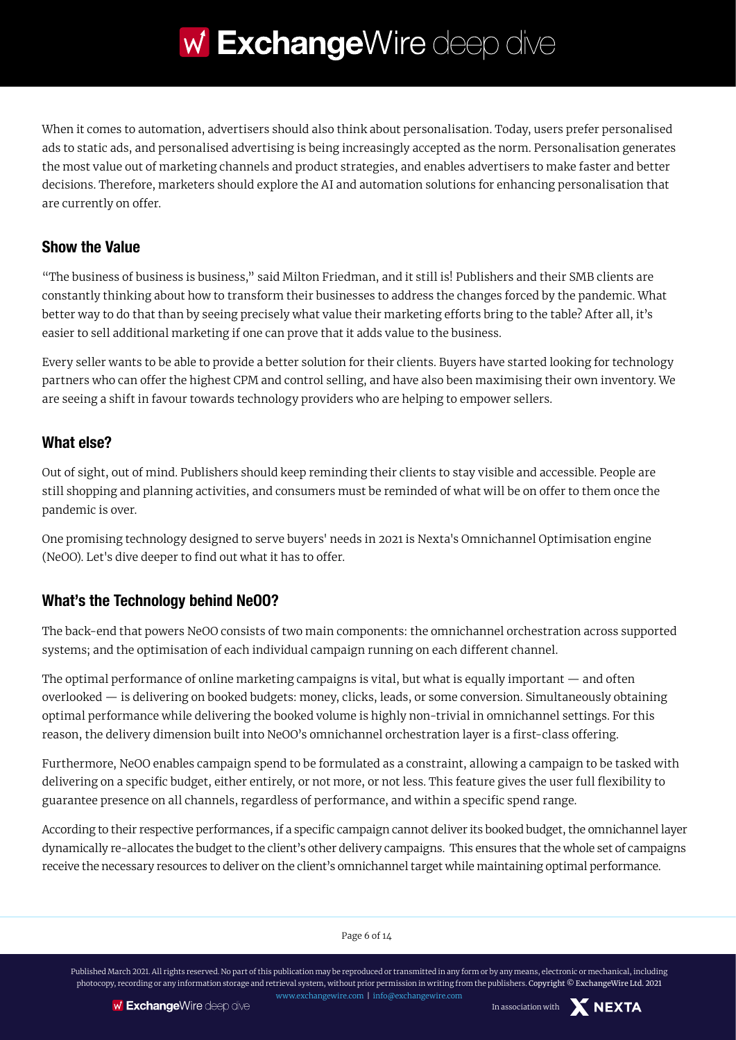When it comes to automation, advertisers should also think about personalisation. Today, users prefer personalised ads to static ads, and personalised advertising is being increasingly accepted as the norm. Personalisation generates the most value out of marketing channels and product strategies, and enables advertisers to make faster and better decisions. Therefore, marketers should explore the AI and automation solutions for enhancing personalisation that are currently on offer.

## Show the Value

"The business of business is business," said Milton Friedman, and it still is! Publishers and their SMB clients are constantly thinking about how to transform their businesses to address the changes forced by the pandemic. What better way to do that than by seeing precisely what value their marketing efforts bring to the table? After all, it's easier to sell additional marketing if one can prove that it adds value to the business.

Every seller wants to be able to provide a better solution for their clients. Buyers have started looking for technology partners who can offer the highest CPM and control selling, and have also been maximising their own inventory. We are seeing a shift in favour towards technology providers who are helping to empower sellers.

## What else?

Out of sight, out of mind. Publishers should keep reminding their clients to stay visible and accessible. People are still shopping and planning activities, and consumers must be reminded of what will be on offer to them once the pandemic is over.

One promising technology designed to serve buyers' needs in 2021 is Nexta's Omnichannel Optimisation engine (NeOO). Let's dive deeper to find out what it has to offer.

## What's the Technology behind NeOO?

The back-end that powers NeOO consists of two main components: the omnichannel orchestration across supported systems; and the optimisation of each individual campaign running on each different channel.

The optimal performance of online marketing campaigns is vital, but what is equally important — and often overlooked — is delivering on booked budgets: money, clicks, leads, or some conversion. Simultaneously obtaining optimal performance while delivering the booked volume is highly non-trivial in omnichannel settings. For this reason, the delivery dimension built into NeOO's omnichannel orchestration layer is a first-class offering.

Furthermore, NeOO enables campaign spend to be formulated as a constraint, allowing a campaign to be tasked with delivering on a specific budget, either entirely, or not more, or not less. This feature gives the user full flexibility to guarantee presence on all channels, regardless of performance, and within a specific spend range.

According to their respective performances, if a specific campaign cannot deliver its booked budget, the omnichannel layer dynamically re-allocates the budget to the client's other delivery campaigns. This ensures that the whole set of campaigns receive the necessary resources to deliver on the client's omnichannel target while maintaining optimal performance.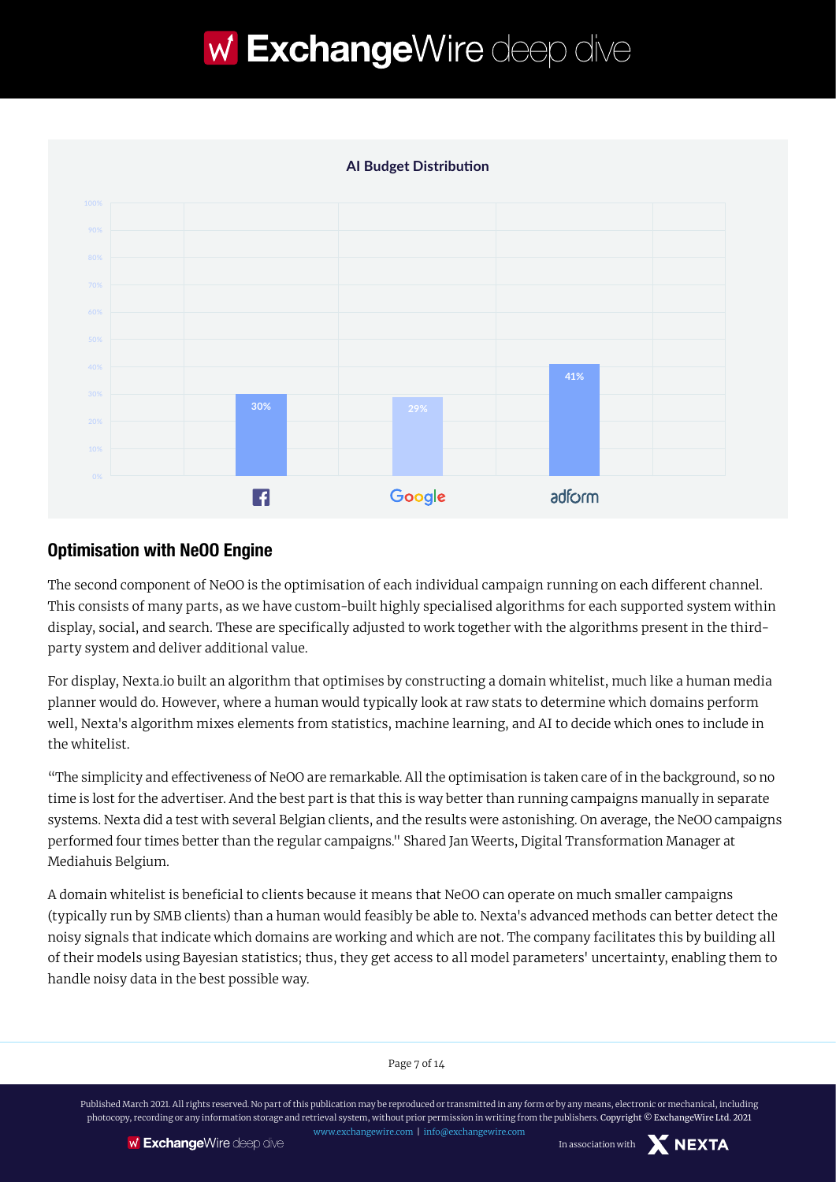**AI Budget Distribution**

| Channel | Share |
| --- | --- |
| Facebook | 30% |
| Google | 29% |
| adform | 41% |

## Optimisation with NeOO Engine

The second component of NeOO is the optimisation of each individual campaign running on each different channel. This consists of many parts, as we have custom-built highly specialised algorithms for each supported system within display, social, and search. These are specifically adjusted to work together with the algorithms present in the third-party system and deliver additional value.

For display, Nexta.io built an algorithm that optimises by constructing a domain whitelist, much like a human media planner would do. However, where a human would typically look at raw stats to determine which domains perform well, Nexta's algorithm mixes elements from statistics, machine learning, and AI to decide which ones to include in the whitelist.

"The simplicity and effectiveness of NeOO are remarkable. All the optimisation is taken care of in the background, so no time is lost for the advertiser. And the best part is that this is way better than running campaigns manually in separate systems. Nexta did a test with several Belgian clients, and the results were astonishing. On average, the NeOO campaigns performed four times better than the regular campaigns." Shared Jan Weerts, Digital Transformation Manager at Mediahuis Belgium.

A domain whitelist is beneficial to clients because it means that NeOO can operate on much smaller campaigns (typically run by SMB clients) than a human would feasibly be able to. Nexta's advanced methods can better detect the noisy signals that indicate which domains are working and which are not. The company facilitates this by building all of their models using Bayesian statistics; thus, they get access to all model parameters' uncertainty, enabling them to handle noisy data in the best possible way.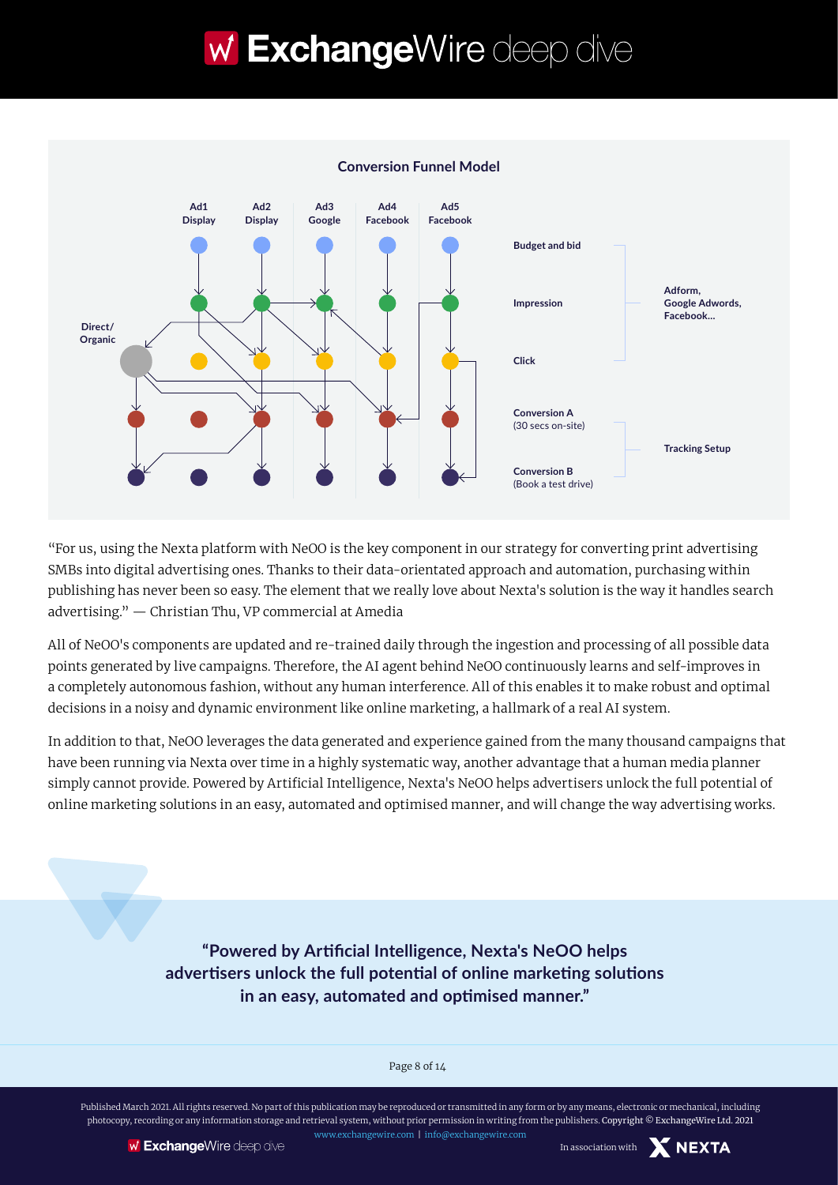**Conversion Funnel Model**

Ad1 Display | Ad2 Display | Ad3 Google | Ad4 Facebook | Ad5 Facebook

Direct/ Organic

Budget and bid

Impression

Click

Adform, Google Adwords, Facebook...

Conversion A (30 secs on-site)

Conversion B (Book a test drive)

Tracking Setup

"For us, using the Nexta platform with NeOO is the key component in our strategy for converting print advertising SMBs into digital advertising ones. Thanks to their data-orientated approach and automation, purchasing within publishing has never been so easy. The element that we really love about Nexta's solution is the way it handles search advertising." — Christian Thu, VP commercial at Amedia

All of NeOO's components are updated and re-trained daily through the ingestion and processing of all possible data points generated by live campaigns. Therefore, the AI agent behind NeOO continuously learns and self-improves in a completely autonomous fashion, without any human interference. All of this enables it to make robust and optimal decisions in a noisy and dynamic environment like online marketing, a hallmark of a real AI system.

In addition to that, NeOO leverages the data generated and experience gained from the many thousand campaigns that have been running via Nexta over time in a highly systematic way, another advantage that a human media planner simply cannot provide. Powered by Artificial Intelligence, Nexta's NeOO helps advertisers unlock the full potential of online marketing solutions in an easy, automated and optimised manner, and will change the way advertising works.

**"Powered by Artificial Intelligence, Nexta's NeOO helps advertisers unlock the full potential of online marketing solutions in an easy, automated and optimised manner."**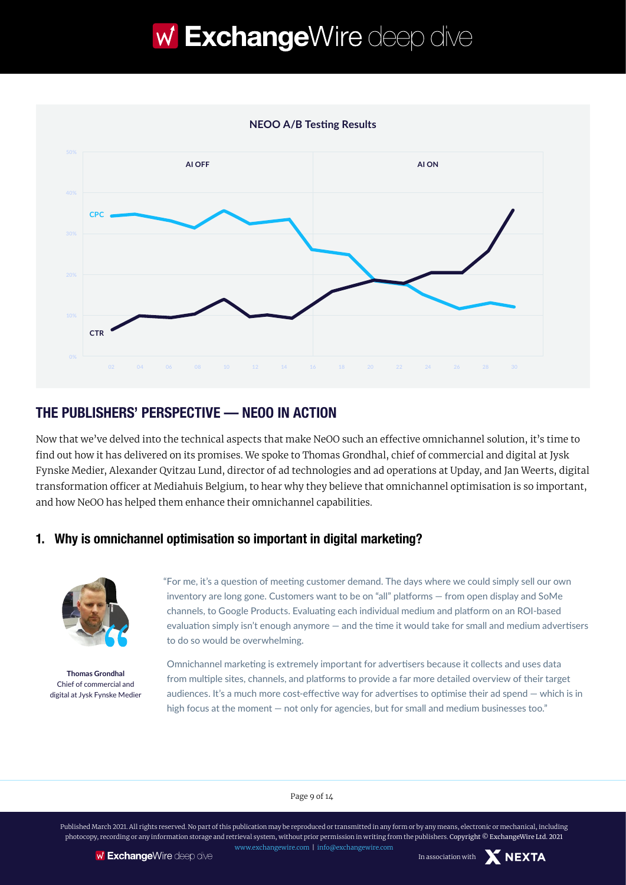**NEOO A/B Testing Results**

AI OFF | AI ON

CPC

CTR

## THE PUBLISHERS' PERSPECTIVE — NEOO IN ACTION

Now that we've delved into the technical aspects that make NeOO such an effective omnichannel solution, it's time to find out how it has delivered on its promises. We spoke to Thomas Grondhal, chief of commercial and digital at Jysk Fynske Medier, Alexander Qvitzau Lund, director of ad technologies and ad operations at Upday, and Jan Weerts, digital transformation officer at Mediahuis Belgium, to hear why they believe that omnichannel optimisation is so important, and how NeOO has helped them enhance their omnichannel capabilities.

### 1. Why is omnichannel optimisation so important in digital marketing?

**Thomas Grondhal**
Chief of commercial and digital at Jysk Fynske Medier

"For me, it's a question of meeting customer demand. The days where we could simply sell our own inventory are long gone. Customers want to be on "all" platforms — from open display and SoMe channels, to Google Products. Evaluating each individual medium and platform on an ROI-based evaluation simply isn't enough anymore — and the time it would take for small and medium advertisers to do so would be overwhelming.

Omnichannel marketing is extremely important for advertisers because it collects and uses data from multiple sites, channels, and platforms to provide a far more detailed overview of their target audiences. It's a much more cost-effective way for advertises to optimise their ad spend — which is in high focus at the moment — not only for agencies, but for small and medium businesses too."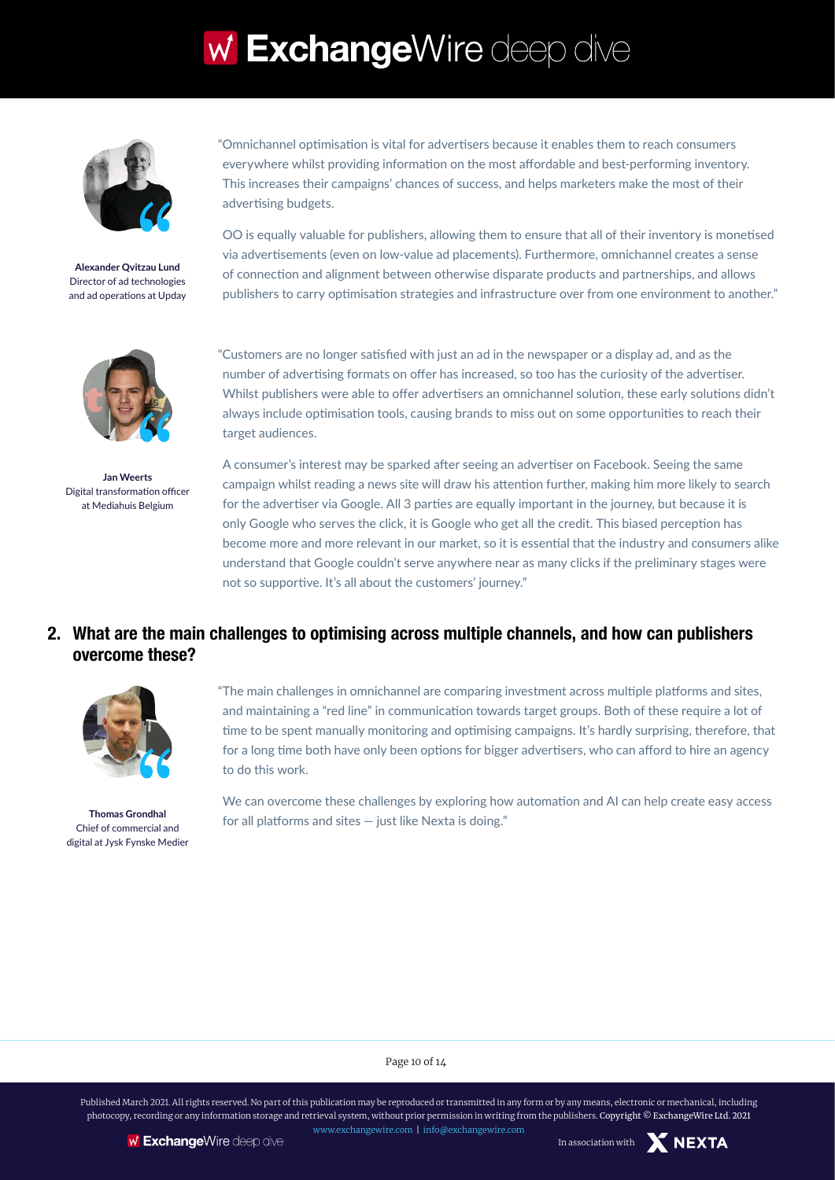"Omnichannel optimisation is vital for advertisers because it enables them to reach consumers everywhere whilst providing information on the most affordable and best-performing inventory. This increases their campaigns' chances of success, and helps marketers make the most of their advertising budgets.

OO is equally valuable for publishers, allowing them to ensure that all of their inventory is monetised via advertisements (even on low-value ad placements). Furthermore, omnichannel creates a sense of connection and alignment between otherwise disparate products and partnerships, and allows publishers to carry optimisation strategies and infrastructure over from one environment to another."

**Alexander Qvitzau Lund**
Director of ad technologies and ad operations at Upday

"Customers are no longer satisfied with just an ad in the newspaper or a display ad, and as the number of advertising formats on offer has increased, so too has the curiosity of the advertiser. Whilst publishers were able to offer advertisers an omnichannel solution, these early solutions didn't always include optimisation tools, causing brands to miss out on some opportunities to reach their target audiences.

A consumer's interest may be sparked after seeing an advertiser on Facebook. Seeing the same campaign whilst reading a news site will draw his attention further, making him more likely to search for the advertiser via Google. All 3 parties are equally important in the journey, but because it is only Google who serves the click, it is Google who get all the credit. This biased perception has become more and more relevant in our market, so it is essential that the industry and consumers alike understand that Google couldn't serve anywhere near as many clicks if the preliminary stages were not so supportive. It's all about the customers' journey."

**Jan Weerts**
Digital transformation officer at Mediahuis Belgium

## 2. What are the main challenges to optimising across multiple channels, and how can publishers overcome these?

"The main challenges in omnichannel are comparing investment across multiple platforms and sites, and maintaining a "red line" in communication towards target groups. Both of these require a lot of time to be spent manually monitoring and optimising campaigns. It's hardly surprising, therefore, that for a long time both have only been options for bigger advertisers, who can afford to hire an agency to do this work.

We can overcome these challenges by exploring how automation and AI can help create easy access for all platforms and sites — just like Nexta is doing."

**Thomas Grondhal**
Chief of commercial and digital at Jysk Fynske Medier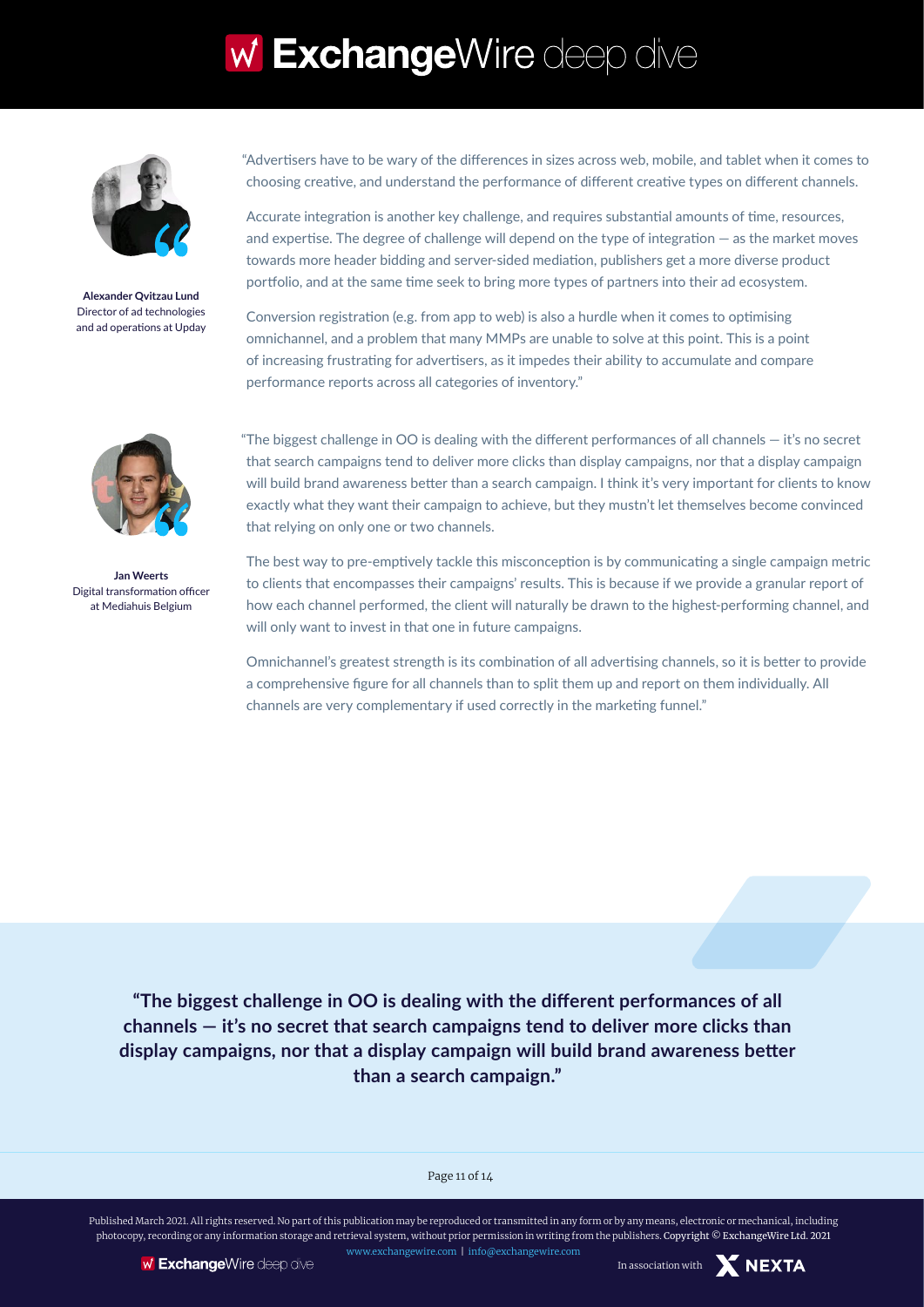**Alexander Qvitzau Lund**
Director of ad technologies and ad operations at Upday

"Advertisers have to be wary of the differences in sizes across web, mobile, and tablet when it comes to choosing creative, and understand the performance of different creative types on different channels.

Accurate integration is another key challenge, and requires substantial amounts of time, resources, and expertise. The degree of challenge will depend on the type of integration — as the market moves towards more header bidding and server-sided mediation, publishers get a more diverse product portfolio, and at the same time seek to bring more types of partners into their ad ecosystem.

Conversion registration (e.g. from app to web) is also a hurdle when it comes to optimising omnichannel, and a problem that many MMPs are unable to solve at this point. This is a point of increasing frustrating for advertisers, as it impedes their ability to accumulate and compare performance reports across all categories of inventory."

**Jan Weerts**
Digital transformation officer at Mediahuis Belgium

"The biggest challenge in OO is dealing with the different performances of all channels — it's no secret that search campaigns tend to deliver more clicks than display campaigns, nor that a display campaign will build brand awareness better than a search campaign. I think it's very important for clients to know exactly what they want their campaign to achieve, but they mustn't let themselves become convinced that relying on only one or two channels.

The best way to pre-emptively tackle this misconception is by communicating a single campaign metric to clients that encompasses their campaigns' results. This is because if we provide a granular report of how each channel performed, the client will naturally be drawn to the highest-performing channel, and will only want to invest in that one in future campaigns.

Omnichannel's greatest strength is its combination of all advertising channels, so it is better to provide a comprehensive figure for all channels than to split them up and report on them individually. All channels are very complementary if used correctly in the marketing funnel."

**"The biggest challenge in OO is dealing with the different performances of all channels — it's no secret that search campaigns tend to deliver more clicks than display campaigns, nor that a display campaign will build brand awareness better than a search campaign."**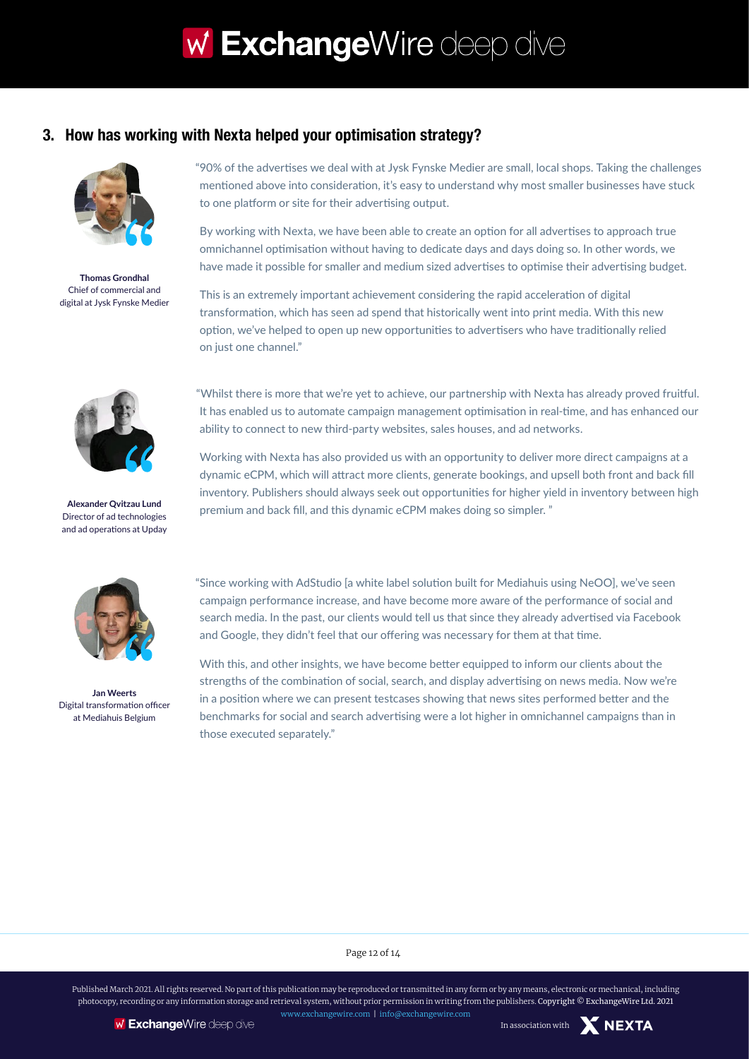## 3. How has working with Nexta helped your optimisation strategy?

**Thomas Grondhal**
Chief of commercial and digital at Jysk Fynske Medier

"90% of the advertises we deal with at Jysk Fynske Medier are small, local shops. Taking the challenges mentioned above into consideration, it's easy to understand why most smaller businesses have stuck to one platform or site for their advertising output.

By working with Nexta, we have been able to create an option for all advertises to approach true omnichannel optimisation without having to dedicate days and days doing so. In other words, we have made it possible for smaller and medium sized advertises to optimise their advertising budget.

This is an extremely important achievement considering the rapid acceleration of digital transformation, which has seen ad spend that historically went into print media. With this new option, we've helped to open up new opportunities to advertisers who have traditionally relied on just one channel."

**Alexander Qvitzau Lund**
Director of ad technologies and ad operations at Upday

"Whilst there is more that we're yet to achieve, our partnership with Nexta has already proved fruitful. It has enabled us to automate campaign management optimisation in real-time, and has enhanced our ability to connect to new third-party websites, sales houses, and ad networks.

Working with Nexta has also provided us with an opportunity to deliver more direct campaigns at a dynamic eCPM, which will attract more clients, generate bookings, and upsell both front and back fill inventory. Publishers should always seek out opportunities for higher yield in inventory between high premium and back fill, and this dynamic eCPM makes doing so simpler. "

**Jan Weerts**
Digital transformation officer at Mediahuis Belgium

"Since working with AdStudio [a white label solution built for Mediahuis using NeOO], we've seen campaign performance increase, and have become more aware of the performance of social and search media. In the past, our clients would tell us that since they already advertised via Facebook and Google, they didn't feel that our offering was necessary for them at that time.

With this, and other insights, we have become better equipped to inform our clients about the strengths of the combination of social, search, and display advertising on news media. Now we're in a position where we can present testcases showing that news sites performed better and the benchmarks for social and search advertising were a lot higher in omnichannel campaigns than in those executed separately."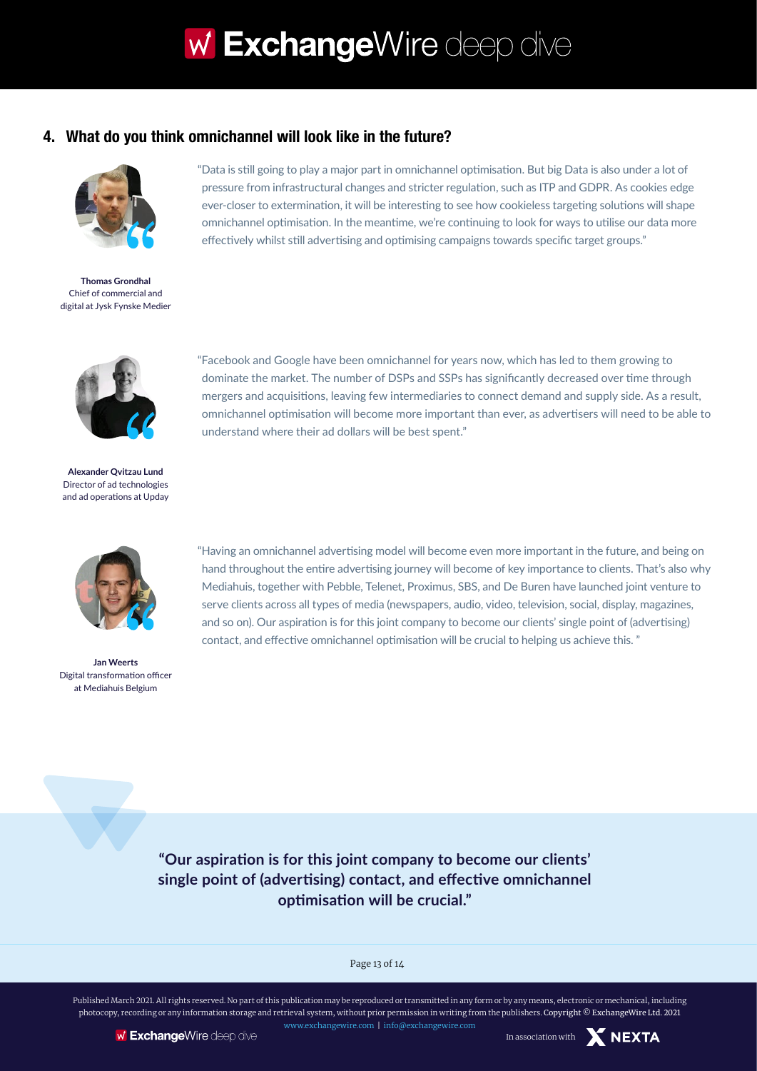## 4. What do you think omnichannel will look like in the future?

"Data is still going to play a major part in omnichannel optimisation. But big Data is also under a lot of pressure from infrastructural changes and stricter regulation, such as ITP and GDPR. As cookies edge ever-closer to extermination, it will be interesting to see how cookieless targeting solutions will shape omnichannel optimisation. In the meantime, we're continuing to look for ways to utilise our data more effectively whilst still advertising and optimising campaigns towards specific target groups."

**Thomas Grondhal**
Chief of commercial and digital at Jysk Fynske Medier

"Facebook and Google have been omnichannel for years now, which has led to them growing to dominate the market. The number of DSPs and SSPs has significantly decreased over time through mergers and acquisitions, leaving few intermediaries to connect demand and supply side. As a result, omnichannel optimisation will become more important than ever, as advertisers will need to be able to understand where their ad dollars will be best spent."

**Alexander Qvitzau Lund**
Director of ad technologies and ad operations at Upday

"Having an omnichannel advertising model will become even more important in the future, and being on hand throughout the entire advertising journey will become of key importance to clients. That's also why Mediahuis, together with Pebble, Telenet, Proximus, SBS, and De Buren have launched joint venture to serve clients across all types of media (newspapers, audio, video, television, social, display, magazines, and so on). Our aspiration is for this joint company to become our clients' single point of (advertising) contact, and effective omnichannel optimisation will be crucial to helping us achieve this. "

**Jan Weerts**
Digital transformation officer at Mediahuis Belgium

**"Our aspiration is for this joint company to become our clients' single point of (advertising) contact, and effective omnichannel optimisation will be crucial."**

Published March 2021. All rights reserved. No part of this publication may be reproduced or transmitted in any form or by any means, electronic or mechanical, including photocopy, recording or any information storage and retrieval system, without prior permission in writing from the publishers. Copyright © ExchangeWire Ltd. 2021
www.exchangewire.com | info@exchangewire.com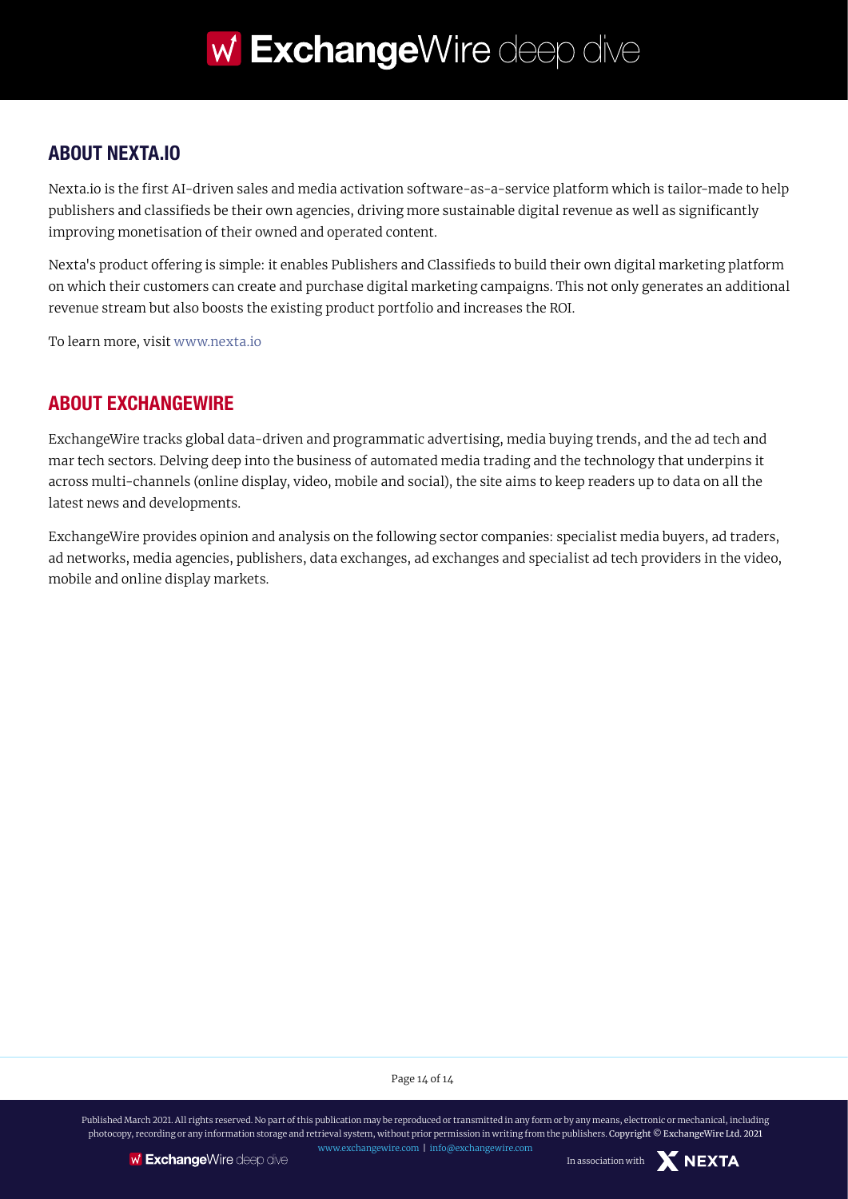## ABOUT NEXTA.IO

Nexta.io is the first AI-driven sales and media activation software-as-a-service platform which is tailor-made to help publishers and classifieds be their own agencies, driving more sustainable digital revenue as well as significantly improving monetisation of their owned and operated content.

Nexta's product offering is simple: it enables Publishers and Classifieds to build their own digital marketing platform on which their customers can create and purchase digital marketing campaigns. This not only generates an additional revenue stream but also boosts the existing product portfolio and increases the ROI.

To learn more, visit www.nexta.io

## ABOUT EXCHANGEWIRE

ExchangeWire tracks global data-driven and programmatic advertising, media buying trends, and the ad tech and mar tech sectors. Delving deep into the business of automated media trading and the technology that underpins it across multi-channels (online display, video, mobile and social), the site aims to keep readers up to data on all the latest news and developments.

ExchangeWire provides opinion and analysis on the following sector companies: specialist media buyers, ad traders, ad networks, media agencies, publishers, data exchanges, ad exchanges and specialist ad tech providers in the video, mobile and online display markets.

Published March 2021. All rights reserved. No part of this publication may be reproduced or transmitted in any form or by any means, electronic or mechanical, including photocopy, recording or any information storage and retrieval system, without prior permission in writing from the publishers. **Copyright © ExchangeWire Ltd. 2021**

www.exchangewire.com | info@exchangewire.com